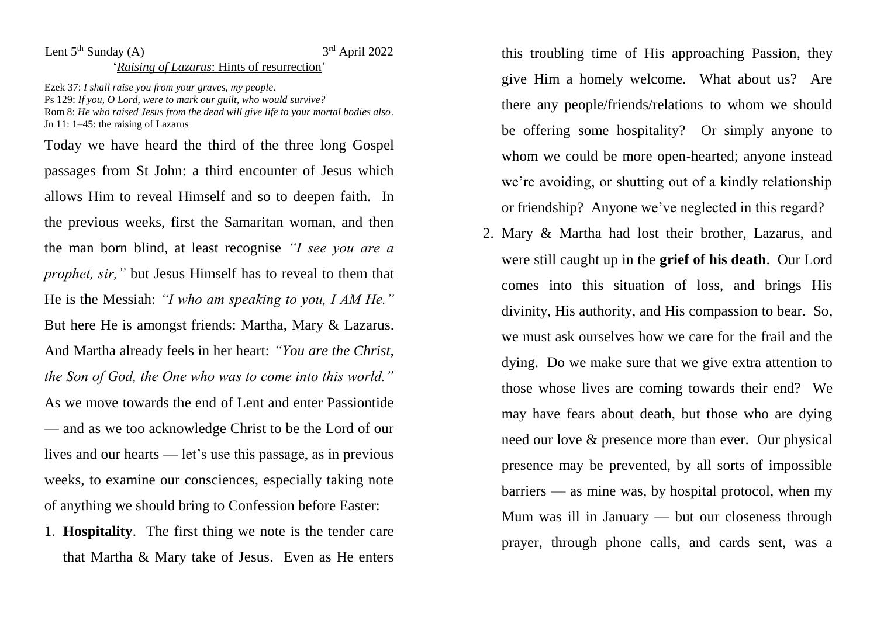Lent 5th Sunday (A) 3rd April 2022

'*Raising of Lazarus*: Hints of resurrection'

Ezek 37: *I shall raise you from your graves, my people.*
Ps 129: *If you, O Lord, were to mark our guilt, who would survive?*
Rom 8: *He who raised Jesus from the dead will give life to your mortal bodies also*.
Jn 11: 1–45: the raising of Lazarus

Today we have heard the third of the three long Gospel passages from St John: a third encounter of Jesus which allows Him to reveal Himself and so to deepen faith. In the previous weeks, first the Samaritan woman, and then the man born blind, at least recognise *"I see you are a prophet, sir,"* but Jesus Himself has to reveal to them that He is the Messiah: *"I who am speaking to you, I AM He."* But here He is amongst friends: Martha, Mary & Lazarus. And Martha already feels in her heart: *"You are the Christ, the Son of God, the One who was to come into this world."* As we move towards the end of Lent and enter Passiontide — and as we too acknowledge Christ to be the Lord of our lives and our hearts — let's use this passage, as in previous weeks, to examine our consciences, especially taking note of anything we should bring to Confession before Easter:

1. **Hospitality**. The first thing we note is the tender care that Martha & Mary take of Jesus. Even as He enters this troubling time of His approaching Passion, they give Him a homely welcome. What about us? Are there any people/friends/relations to whom we should be offering some hospitality? Or simply anyone to whom we could be more open-hearted; anyone instead we're avoiding, or shutting out of a kindly relationship or friendship? Anyone we've neglected in this regard?
2. Mary & Martha had lost their brother, Lazarus, and were still caught up in the **grief of his death**. Our Lord comes into this situation of loss, and brings His divinity, His authority, and His compassion to bear. So, we must ask ourselves how we care for the frail and the dying. Do we make sure that we give extra attention to those whose lives are coming towards their end? We may have fears about death, but those who are dying need our love & presence more than ever. Our physical presence may be prevented, by all sorts of impossible barriers — as mine was, by hospital protocol, when my Mum was ill in January — but our closeness through prayer, through phone calls, and cards sent, was a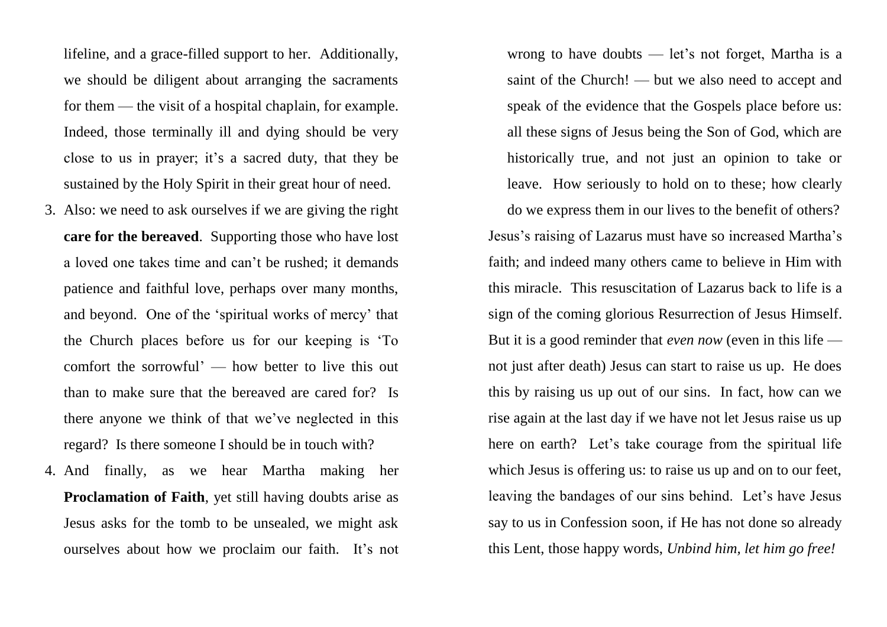lifeline, and a grace-filled support to her. Additionally, we should be diligent about arranging the sacraments for them — the visit of a hospital chaplain, for example. Indeed, those terminally ill and dying should be very close to us in prayer; it's a sacred duty, that they be sustained by the Holy Spirit in their great hour of need.

3. Also: we need to ask ourselves if we are giving the right **care for the bereaved**. Supporting those who have lost a loved one takes time and can't be rushed; it demands patience and faithful love, perhaps over many months, and beyond. One of the 'spiritual works of mercy' that the Church places before us for our keeping is 'To comfort the sorrowful' — how better to live this out than to make sure that the bereaved are cared for? Is there anyone we think of that we've neglected in this regard? Is there someone I should be in touch with?
4. And finally, as we hear Martha making her **Proclamation of Faith**, yet still having doubts arise as Jesus asks for the tomb to be unsealed, we might ask ourselves about how we proclaim our faith. It's not wrong to have doubts — let's not forget, Martha is a saint of the Church! — but we also need to accept and speak of the evidence that the Gospels place before us: all these signs of Jesus being the Son of God, which are historically true, and not just an opinion to take or leave. How seriously to hold on to these; how clearly do we express them in our lives to the benefit of others?

Jesus's raising of Lazarus must have so increased Martha's faith; and indeed many others came to believe in Him with this miracle. This resuscitation of Lazarus back to life is a sign of the coming glorious Resurrection of Jesus Himself. But it is a good reminder that *even now* (even in this life — not just after death) Jesus can start to raise us up. He does this by raising us up out of our sins. In fact, how can we rise again at the last day if we have not let Jesus raise us up here on earth? Let's take courage from the spiritual life which Jesus is offering us: to raise us up and on to our feet, leaving the bandages of our sins behind. Let's have Jesus say to us in Confession soon, if He has not done so already this Lent, those happy words, *Unbind him, let him go free!*